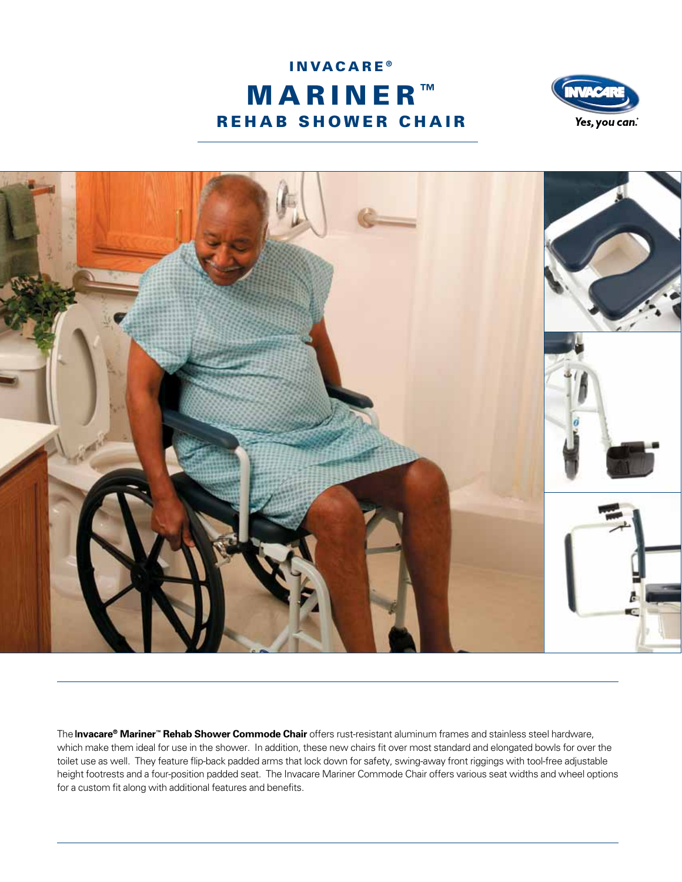# INVACARE®

# MARINER™

## REHAB SHOWER CHAIR

The **Invacare® Mariner™ Rehab Shower Commode Chair** offers rust-resistant aluminum frames and stainless steel hardware, which make them ideal for use in the shower. In addition, these new chairs fit over most standard and elongated bowls for over the toilet use as well. They feature flip-back padded arms that lock down for safety, swing-away front riggings with tool-free adjustable height footrests and a four-position padded seat. The Invacare Mariner Commode Chair offers various seat widths and wheel options for a custom fit along with additional features and benefits.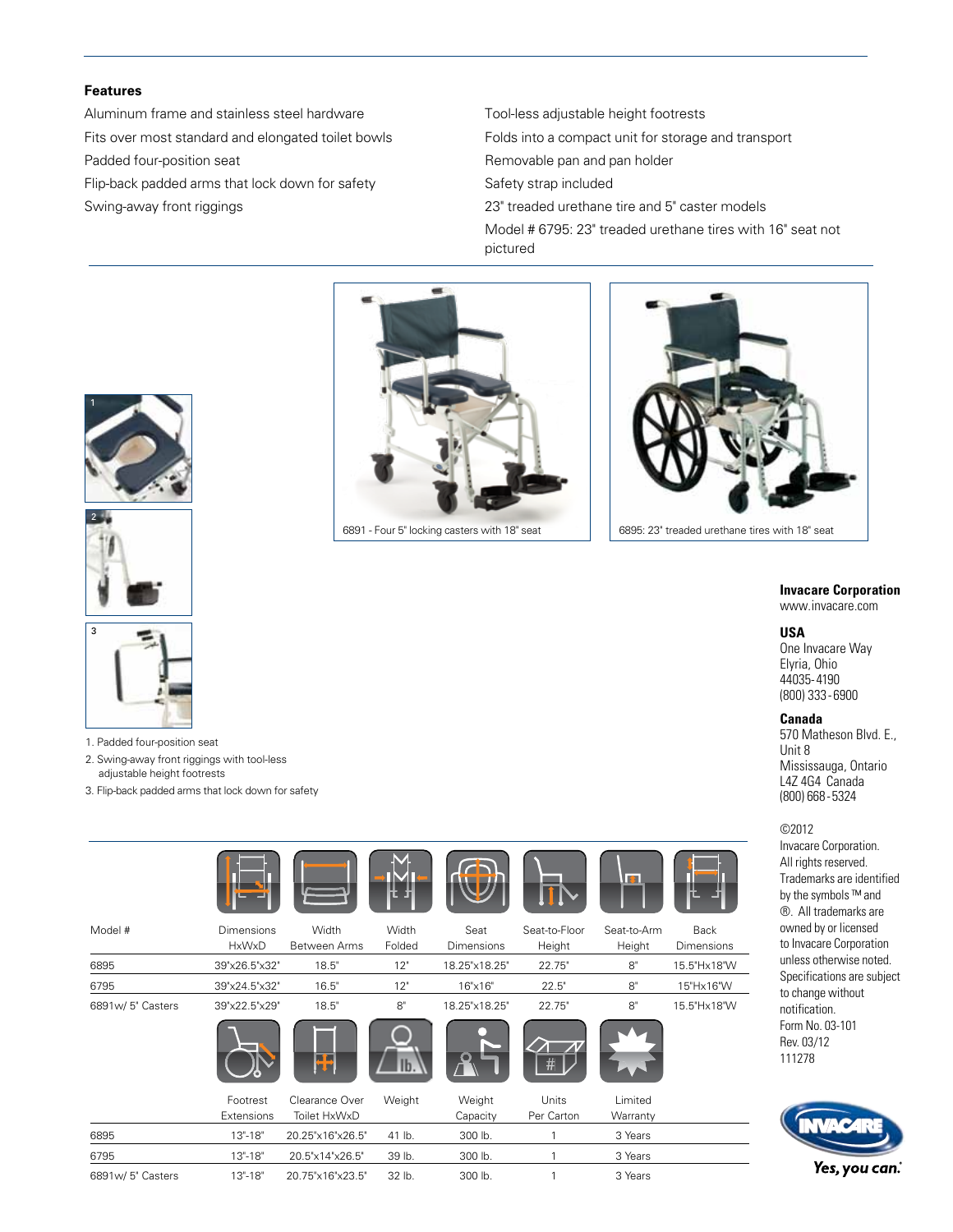### Features

- Aluminum frame and stainless steel hardware
- Fits over most standard and elongated toilet bowls
- Padded four-position seat
- Flip-back padded arms that lock down for safety
- Swing-away front riggings
- Tool-less adjustable height footrests
- Folds into a compact unit for storage and transport
- Removable pan and pan holder
- Safety strap included
- 23" treaded urethane tire and 5" caster models
- Model # 6795: 23" treaded urethane tires with 16" seat not pictured

6891 - Four 5" locking casters with 18" seat

6895: 23" treaded urethane tires with 18" seat

1. Padded four-position seat
2. Swing-away front riggings with tool-less adjustable height footrests
3. Flip-back padded arms that lock down for safety

| Model # | Dimensions HxWxD | Width Between Arms | Width Folded | Seat Dimensions | Seat-to-Floor Height | Seat-to-Arm Height | Back Dimensions |
|---|---|---|---|---|---|---|---|
| 6895 | 39"x26.5"x32" | 18.5" | 12" | 18.25"x18.25" | 22.75" | 8" | 15.5"Hx18"W |
| 6795 | 39"x24.5"x32" | 16.5" | 12" | 16"x16" | 22.5" | 8" | 15"Hx16"W |
| 6891w/ 5" Casters | 39"x22.5"x29" | 18.5" | 8" | 18.25"x18.25" | 22.75" | 8" | 15.5"Hx18"W |

| | Footrest Extensions | Clearance Over Toilet HxWxD | Weight | Weight Capacity | Units Per Carton | Limited Warranty |
|---|---|---|---|---|---|---|
| 6895 | 13"-18" | 20.25"x16"x26.5" | 41 lb. | 300 lb. | 1 | 3 Years |
| 6795 | 13"-18" | 20.5"x14"x26.5" | 39 lb. | 300 lb. | 1 | 3 Years |
| 6891w/ 5" Casters | 13"-18" | 20.75"x16"x23.5" | 32 lb. | 300 lb. | 1 | 3 Years |

**Invacare Corporation**
www.invacare.com

**USA**
One Invacare Way
Elyria, Ohio
44035-4190
(800) 333-6900

**Canada**
570 Matheson Blvd. E.,
Unit 8
Mississauga, Ontario
L4Z 4G4 Canada
(800) 668-5324

©2012
Invacare Corporation.
All rights reserved.
Trademarks are identified by the symbols ™ and ®. All trademarks are owned by or licensed to Invacare Corporation unless otherwise noted.
Specifications are subject to change without notification.
Form No. 03-101
Rev. 03/12
111278

INVACARE
*Yes, you can.*